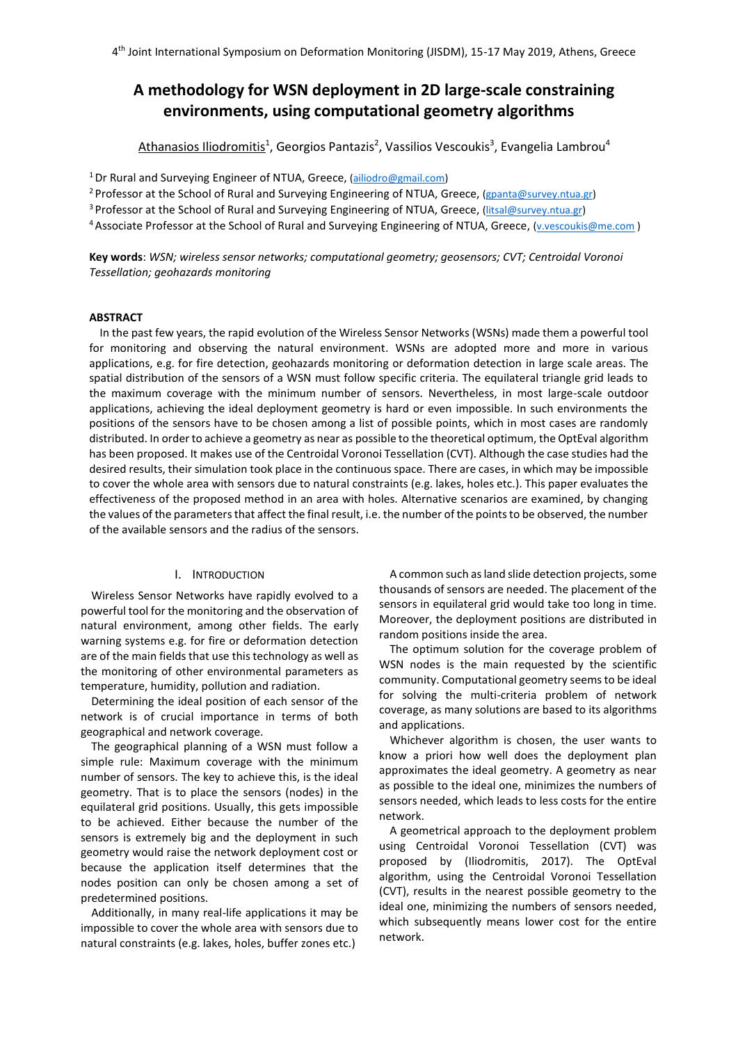# A methodology for WSN deployment in 2D large-scale constraining environments, using computational geometry algorithms

Athanasios Iliodromitis[1], Georgios Pantazis[2], Vassilios Vescoukis[3], Evangelia Lambrou[4]

[1] Dr Rural and Surveying Engineer of NTUA, Greece, (ailiodro@gmail.com)

[2] Professor at the School of Rural and Surveying Engineering of NTUA, Greece, (gpanta@survey.ntua.gr)

[3] Professor at the School of Rural and Surveying Engineering of NTUA, Greece, (litsal@survey.ntua.gr)

[4] Associate Professor at the School of Rural and Surveying Engineering of NTUA, Greece, (v.vescoukis@me.com )

**Key words**: *WSN; wireless sensor networks; computational geometry; geosensors; CVT; Centroidal Voronoi Tessellation; geohazards monitoring*

## ABSTRACT

In the past few years, the rapid evolution of the Wireless Sensor Networks (WSNs) made them a powerful tool for monitoring and observing the natural environment. WSNs are adopted more and more in various applications, e.g. for fire detection, geohazards monitoring or deformation detection in large scale areas. The spatial distribution of the sensors of a WSN must follow specific criteria. The equilateral triangle grid leads to the maximum coverage with the minimum number of sensors. Nevertheless, in most large-scale outdoor applications, achieving the ideal deployment geometry is hard or even impossible. In such environments the positions of the sensors have to be chosen among a list of possible points, which in most cases are randomly distributed. In order to achieve a geometry as near as possible to the theoretical optimum, the OptEval algorithm has been proposed. It makes use of the Centroidal Voronoi Tessellation (CVT). Although the case studies had the desired results, their simulation took place in the continuous space. There are cases, in which may be impossible to cover the whole area with sensors due to natural constraints (e.g. lakes, holes etc.). This paper evaluates the effectiveness of the proposed method in an area with holes. Alternative scenarios are examined, by changing the values of the parameters that affect the final result, i.e. the number of the points to be observed, the number of the available sensors and the radius of the sensors.

## I. INTRODUCTION

Wireless Sensor Networks have rapidly evolved to a powerful tool for the monitoring and the observation of natural environment, among other fields. The early warning systems e.g. for fire or deformation detection are of the main fields that use this technology as well as the monitoring of other environmental parameters as temperature, humidity, pollution and radiation.

Determining the ideal position of each sensor of the network is of crucial importance in terms of both geographical and network coverage.

The geographical planning of a WSN must follow a simple rule: Maximum coverage with the minimum number of sensors. The key to achieve this, is the ideal geometry. That is to place the sensors (nodes) in the equilateral grid positions. Usually, this gets impossible to be achieved. Either because the number of the sensors is extremely big and the deployment in such geometry would raise the network deployment cost or because the application itself determines that the nodes position can only be chosen among a set of predetermined positions.

Additionally, in many real-life applications it may be impossible to cover the whole area with sensors due to natural constraints (e.g. lakes, holes, buffer zones etc.)

A common such as land slide detection projects, some thousands of sensors are needed. The placement of the sensors in equilateral grid would take too long in time. Moreover, the deployment positions are distributed in random positions inside the area.

The optimum solution for the coverage problem of WSN nodes is the main requested by the scientific community. Computational geometry seems to be ideal for solving the multi-criteria problem of network coverage, as many solutions are based to its algorithms and applications.

Whichever algorithm is chosen, the user wants to know a priori how well does the deployment plan approximates the ideal geometry. A geometry as near as possible to the ideal one, minimizes the numbers of sensors needed, which leads to less costs for the entire network.

A geometrical approach to the deployment problem using Centroidal Voronoi Tessellation (CVT) was proposed by (Iliodromitis, 2017). The OptEval algorithm, using the Centroidal Voronoi Tessellation (CVT), results in the nearest possible geometry to the ideal one, minimizing the numbers of sensors needed, which subsequently means lower cost for the entire network.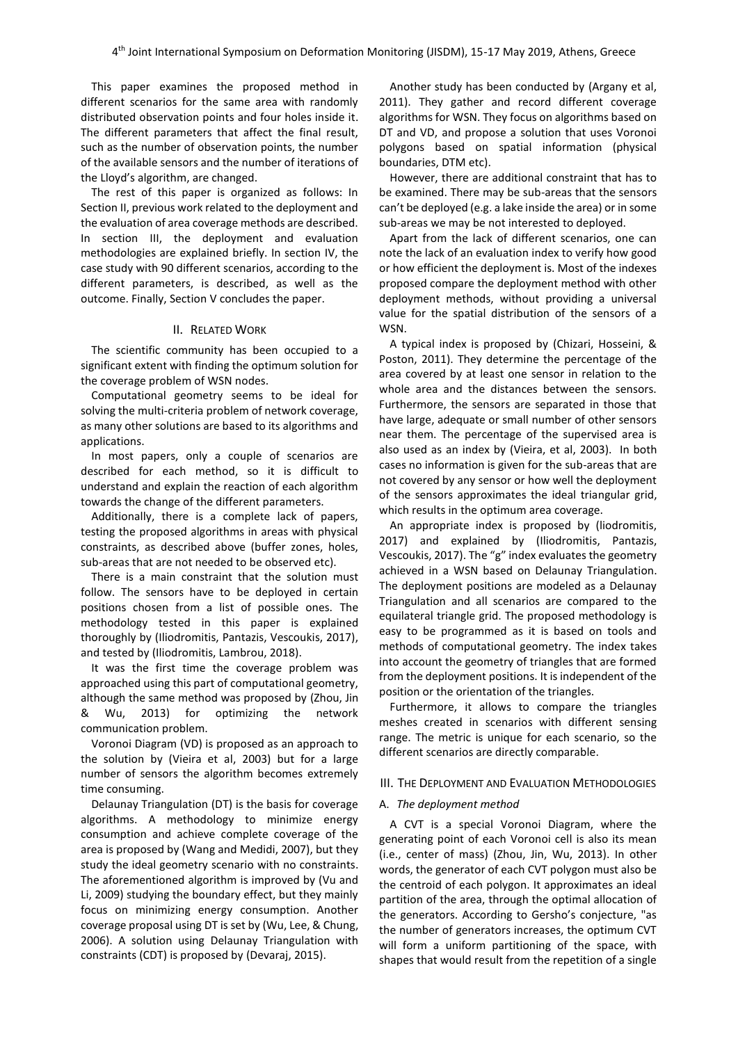This paper examines the proposed method in different scenarios for the same area with randomly distributed observation points and four holes inside it. The different parameters that affect the final result, such as the number of observation points, the number of the available sensors and the number of iterations of the Lloyd's algorithm, are changed.

The rest of this paper is organized as follows: In Section II, previous work related to the deployment and the evaluation of area coverage methods are described. In section III, the deployment and evaluation methodologies are explained briefly. In section IV, the case study with 90 different scenarios, according to the different parameters, is described, as well as the outcome. Finally, Section V concludes the paper.

## II. Related Work

The scientific community has been occupied to a significant extent with finding the optimum solution for the coverage problem of WSN nodes.

Computational geometry seems to be ideal for solving the multi-criteria problem of network coverage, as many other solutions are based to its algorithms and applications.

In most papers, only a couple of scenarios are described for each method, so it is difficult to understand and explain the reaction of each algorithm towards the change of the different parameters.

Additionally, there is a complete lack of papers, testing the proposed algorithms in areas with physical constraints, as described above (buffer zones, holes, sub-areas that are not needed to be observed etc).

There is a main constraint that the solution must follow. The sensors have to be deployed in certain positions chosen from a list of possible ones. The methodology tested in this paper is explained thoroughly by (Iliodromitis, Pantazis, Vescoukis, 2017), and tested by (Iliodromitis, Lambrou, 2018).

It was the first time the coverage problem was approached using this part of computational geometry, although the same method was proposed by (Zhou, Jin & Wu, 2013) for optimizing the network communication problem.

Voronoi Diagram (VD) is proposed as an approach to the solution by (Vieira et al, 2003) but for a large number of sensors the algorithm becomes extremely time consuming.

Delaunay Triangulation (DT) is the basis for coverage algorithms. A methodology to minimize energy consumption and achieve complete coverage of the area is proposed by (Wang and Medidi, 2007), but they study the ideal geometry scenario with no constraints. The aforementioned algorithm is improved by (Vu and Li, 2009) studying the boundary effect, but they mainly focus on minimizing energy consumption. Another coverage proposal using DT is set by (Wu, Lee, & Chung, 2006). A solution using Delaunay Triangulation with constraints (CDT) is proposed by (Devaraj, 2015).

Another study has been conducted by (Argany et al, 2011). They gather and record different coverage algorithms for WSN. They focus on algorithms based on DT and VD, and propose a solution that uses Voronoi polygons based on spatial information (physical boundaries, DTM etc).

However, there are additional constraint that has to be examined. There may be sub-areas that the sensors can't be deployed (e.g. a lake inside the area) or in some sub-areas we may be not interested to deployed.

Apart from the lack of different scenarios, one can note the lack of an evaluation index to verify how good or how efficient the deployment is. Most of the indexes proposed compare the deployment method with other deployment methods, without providing a universal value for the spatial distribution of the sensors of a WSN.

A typical index is proposed by (Chizari, Hosseini, & Poston, 2011). They determine the percentage of the area covered by at least one sensor in relation to the whole area and the distances between the sensors. Furthermore, the sensors are separated in those that have large, adequate or small number of other sensors near them. The percentage of the supervised area is also used as an index by (Vieira, et al, 2003). In both cases no information is given for the sub-areas that are not covered by any sensor or how well the deployment of the sensors approximates the ideal triangular grid, which results in the optimum area coverage.

An appropriate index is proposed by (Iiodromitis, 2017) and explained by (Iliodromitis, Pantazis, Vescoukis, 2017). The "g" index evaluates the geometry achieved in a WSN based on Delaunay Triangulation. The deployment positions are modeled as a Delaunay Triangulation and all scenarios are compared to the equilateral triangle grid. The proposed methodology is easy to be programmed as it is based on tools and methods of computational geometry. The index takes into account the geometry of triangles that are formed from the deployment positions. It is independent of the position or the orientation of the triangles.

Furthermore, it allows to compare the triangles meshes created in scenarios with different sensing range. The metric is unique for each scenario, so the different scenarios are directly comparable.

## III. The Deployment and Evaluation Methodologies

### A. *The deployment method*

A CVT is a special Voronoi Diagram, where the generating point of each Voronoi cell is also its mean (i.e., center of mass) (Zhou, Jin, Wu, 2013). In other words, the generator of each CVT polygon must also be the centroid of each polygon. It approximates an ideal partition of the area, through the optimal allocation of the generators. According to Gersho's conjecture, "as the number of generators increases, the optimum CVT will form a uniform partitioning of the space, with shapes that would result from the repetition of a single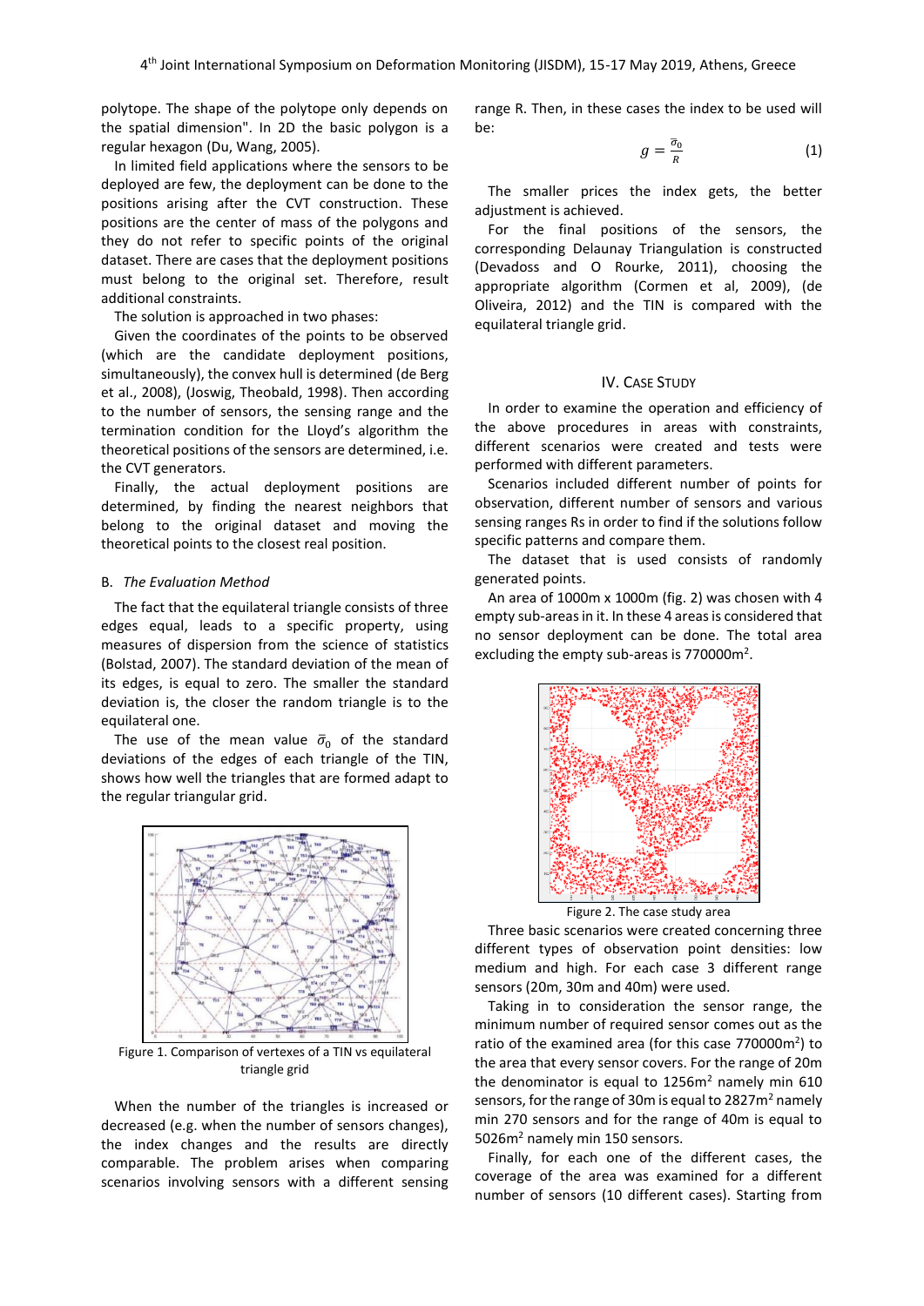polytope. The shape of the polytope only depends on the spatial dimension". In 2D the basic polygon is a regular hexagon (Du, Wang, 2005).

In limited field applications where the sensors to be deployed are few, the deployment can be done to the positions arising after the CVT construction. These positions are the center of mass of the polygons and they do not refer to specific points of the original dataset. There are cases that the deployment positions must belong to the original set. Therefore, result additional constraints.

The solution is approached in two phases:

Given the coordinates of the points to be observed (which are the candidate deployment positions, simultaneously), the convex hull is determined (de Berg et al., 2008), (Joswig, Theobald, 1998). Then according to the number of sensors, the sensing range and the termination condition for the Lloyd's algorithm the theoretical positions of the sensors are determined, i.e. the CVT generators.

Finally, the actual deployment positions are determined, by finding the nearest neighbors that belong to the original dataset and moving the theoretical points to the closest real position.

### B. *The Evaluation Method*

The fact that the equilateral triangle consists of three edges equal, leads to a specific property, using measures of dispersion from the science of statistics (Bolstad, 2007). The standard deviation of the mean of its edges, is equal to zero. The smaller the standard deviation is, the closer the random triangle is to the equilateral one.

The use of the mean value $\bar{\sigma}_0$ of the standard deviations of the edges of each triangle of the TIN, shows how well the triangles that are formed adapt to the regular triangular grid.

Figure 1. Comparison of vertexes of a TIN vs equilateral triangle grid

When the number of the triangles is increased or decreased (e.g. when the number of sensors changes), the index changes and the results are directly comparable. The problem arises when comparing scenarios involving sensors with a different sensing range R. Then, in these cases the index to be used will be:

$$g = \frac{\bar{\sigma}_0}{R} \tag{1}$$

The smaller prices the index gets, the better adjustment is achieved.

For the final positions of the sensors, the corresponding Delaunay Triangulation is constructed (Devadoss and O Rourke, 2011), choosing the appropriate algorithm (Cormen et al, 2009), (de Oliveira, 2012) and the TIN is compared with the equilateral triangle grid.

## IV. Case Study

In order to examine the operation and efficiency of the above procedures in areas with constraints, different scenarios were created and tests were performed with different parameters.

Scenarios included different number of points for observation, different number of sensors and various sensing ranges Rs in order to find if the solutions follow specific patterns and compare them.

The dataset that is used consists of randomly generated points.

An area of 1000m x 1000m (fig. 2) was chosen with 4 empty sub-areas in it. In these 4 areas is considered that no sensor deployment can be done. The total area excluding the empty sub-areas is 770000m$^2$.

Figure 2. The case study area

Three basic scenarios were created concerning three different types of observation point densities: low medium and high. For each case 3 different range sensors (20m, 30m and 40m) were used.

Taking in to consideration the sensor range, the minimum number of required sensor comes out as the ratio of the examined area (for this case 770000m$^2$) to the area that every sensor covers. For the range of 20m the denominator is equal to 1256m$^2$ namely min 610 sensors, for the range of 30m is equal to 2827m$^2$ namely min 270 sensors and for the range of 40m is equal to 5026m$^2$ namely min 150 sensors.

Finally, for each one of the different cases, the coverage of the area was examined for a different number of sensors (10 different cases). Starting from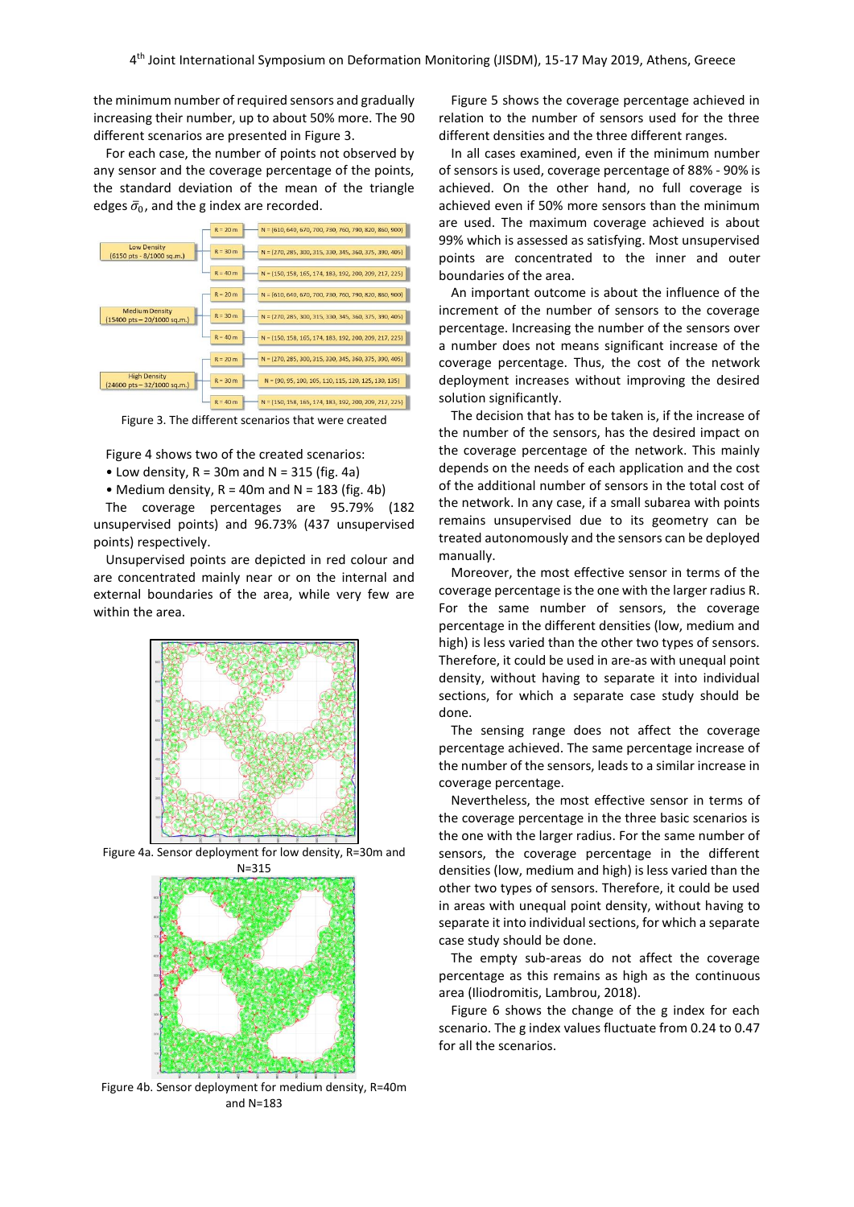the minimum number of required sensors and gradually increasing their number, up to about 50% more. The 90 different scenarios are presented in Figure 3.

For each case, the number of points not observed by any sensor and the coverage percentage of the points, the standard deviation of the mean of the triangle edges $\bar{\sigma}_0$, and the g index are recorded.

Figure 3. The different scenarios that were created

Figure 4 shows two of the created scenarios:

- Low density, R = 30m and N = 315 (fig. 4a)
- Medium density, R = 40m and N = 183 (fig. 4b)

The coverage percentages are 95.79% (182 unsupervised points) and 96.73% (437 unsupervised points) respectively.

Unsupervised points are depicted in red colour and are concentrated mainly near or on the internal and external boundaries of the area, while very few are within the area.

Figure 4a. Sensor deployment for low density, R=30m and N=315

Figure 4b. Sensor deployment for medium density, R=40m and N=183

Figure 5 shows the coverage percentage achieved in relation to the number of sensors used for the three different densities and the three different ranges.

In all cases examined, even if the minimum number of sensors is used, coverage percentage of 88% - 90% is achieved. On the other hand, no full coverage is achieved even if 50% more sensors than the minimum are used. The maximum coverage achieved is about 99% which is assessed as satisfying. Most unsupervised points are concentrated to the inner and outer boundaries of the area.

An important outcome is about the influence of the increment of the number of sensors to the coverage percentage. Increasing the number of the sensors over a number does not means significant increase of the coverage percentage. Thus, the cost of the network deployment increases without improving the desired solution significantly.

The decision that has to be taken is, if the increase of the number of the sensors, has the desired impact on the coverage percentage of the network. This mainly depends on the needs of each application and the cost of the additional number of sensors in the total cost of the network. In any case, if a small subarea with points remains unsupervised due to its geometry can be treated autonomously and the sensors can be deployed manually.

Moreover, the most effective sensor in terms of the coverage percentage is the one with the larger radius R. For the same number of sensors, the coverage percentage in the different densities (low, medium and high) is less varied than the other two types of sensors. Therefore, it could be used in are-as with unequal point density, without having to separate it into individual sections, for which a separate case study should be done.

The sensing range does not affect the coverage percentage achieved. The same percentage increase of the number of the sensors, leads to a similar increase in coverage percentage.

Nevertheless, the most effective sensor in terms of the coverage percentage in the three basic scenarios is the one with the larger radius. For the same number of sensors, the coverage percentage in the different densities (low, medium and high) is less varied than the other two types of sensors. Therefore, it could be used in areas with unequal point density, without having to separate it into individual sections, for which a separate case study should be done.

The empty sub-areas do not affect the coverage percentage as this remains as high as the continuous area (Iliodromitis, Lambrou, 2018).

Figure 6 shows the change of the g index for each scenario. The g index values fluctuate from 0.24 to 0.47 for all the scenarios.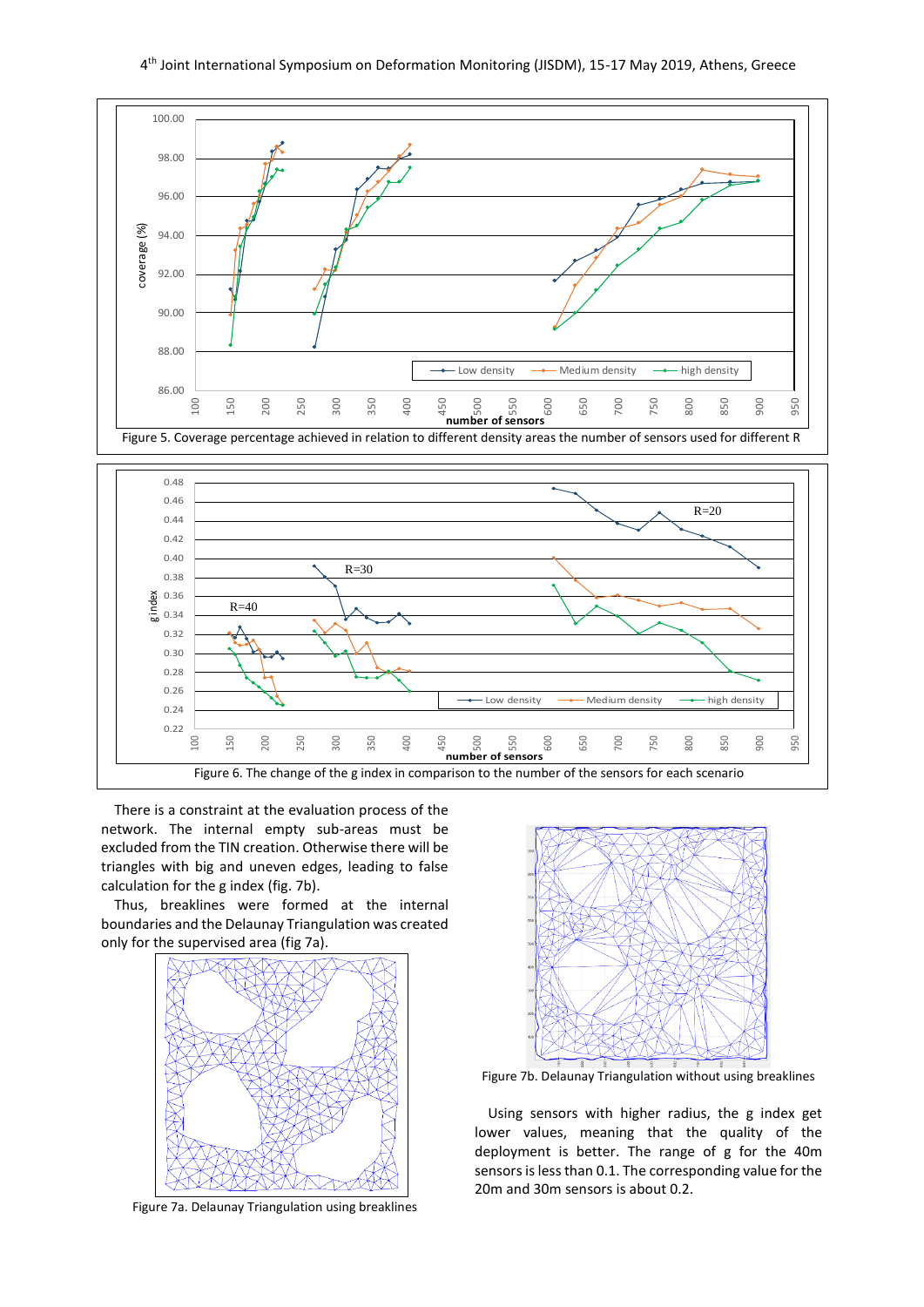Figure 5. Coverage percentage achieved in relation to different density areas the number of sensors used for different R

Figure 6. The change of the g index in comparison to the number of the sensors for each scenario

There is a constraint at the evaluation process of the network. The internal empty sub-areas must be excluded from the TIN creation. Otherwise there will be triangles with big and uneven edges, leading to false calculation for the g index (fig. 7b).

Thus, breaklines were formed at the internal boundaries and the Delaunay Triangulation was created only for the supervised area (fig 7a).

Figure 7a. Delaunay Triangulation using breaklines

Figure 7b. Delaunay Triangulation without using breaklines

Using sensors with higher radius, the g index get lower values, meaning that the quality of the deployment is better. The range of g for the 40m sensors is less than 0.1. The corresponding value for the 20m and 30m sensors is about 0.2.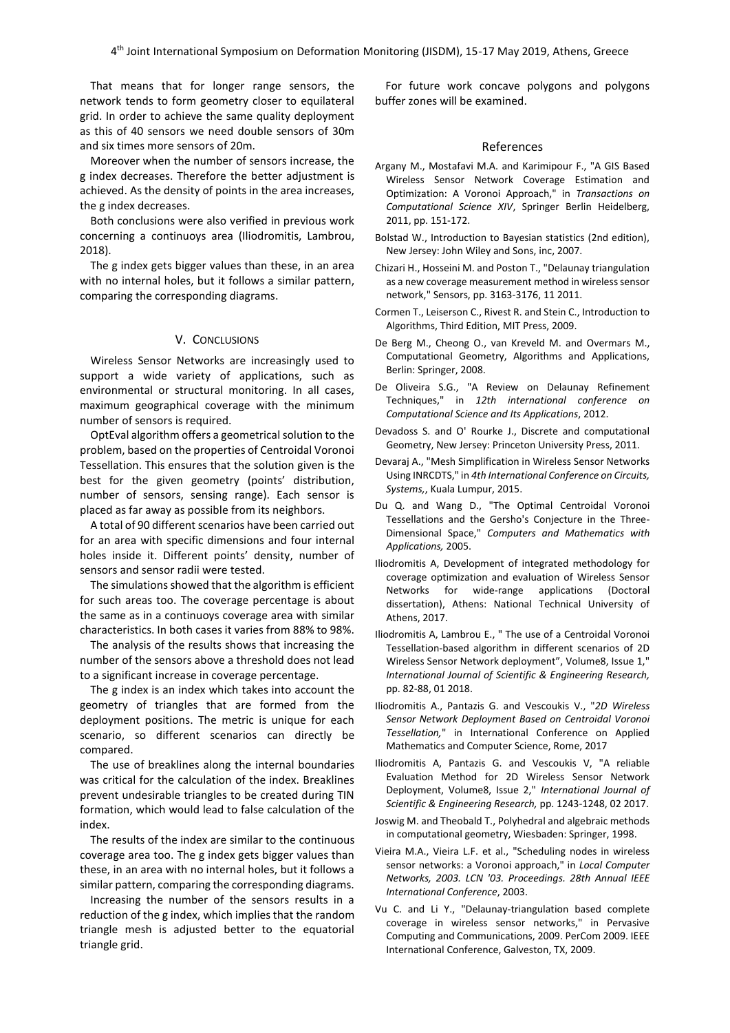That means that for longer range sensors, the network tends to form geometry closer to equilateral grid. In order to achieve the same quality deployment as this of 40 sensors we need double sensors of 30m and six times more sensors of 20m.

Moreover when the number of sensors increase, the g index decreases. Therefore the better adjustment is achieved. As the density of points in the area increases, the g index decreases.

Both conclusions were also verified in previous work concerning a continuoys area (Iliodromitis, Lambrou, 2018).

The g index gets bigger values than these, in an area with no internal holes, but it follows a similar pattern, comparing the corresponding diagrams.

## V. Conclusions

Wireless Sensor Networks are increasingly used to support a wide variety of applications, such as environmental or structural monitoring. In all cases, maximum geographical coverage with the minimum number of sensors is required.

OptEval algorithm offers a geometrical solution to the problem, based on the properties of Centroidal Voronoi Tessellation. This ensures that the solution given is the best for the given geometry (points' distribution, number of sensors, sensing range). Each sensor is placed as far away as possible from its neighbors.

A total of 90 different scenarios have been carried out for an area with specific dimensions and four internal holes inside it. Different points' density, number of sensors and sensor radii were tested.

The simulations showed that the algorithm is efficient for such areas too. The coverage percentage is about the same as in a continuoys coverage area with similar characteristics. In both cases it varies from 88% to 98%.

The analysis of the results shows that increasing the number of the sensors above a threshold does not lead to a significant increase in coverage percentage.

The g index is an index which takes into account the geometry of triangles that are formed from the deployment positions. The metric is unique for each scenario, so different scenarios can directly be compared.

The use of breaklines along the internal boundaries was critical for the calculation of the index. Breaklines prevent undesirable triangles to be created during TIN formation, which would lead to false calculation of the index.

The results of the index are similar to the continuous coverage area too. The g index gets bigger values than these, in an area with no internal holes, but it follows a similar pattern, comparing the corresponding diagrams.

Increasing the number of the sensors results in a reduction of the g index, which implies that the random triangle mesh is adjusted better to the equatorial triangle grid.

For future work concave polygons and polygons buffer zones will be examined.

## References

Argany M., Mostafavi M.A. and Karimipour F., "A GIS Based Wireless Sensor Network Coverage Estimation and Optimization: A Voronoi Approach," in *Transactions on Computational Science XIV*, Springer Berlin Heidelberg, 2011, pp. 151-172.

Bolstad W., Introduction to Bayesian statistics (2nd edition), New Jersey: John Wiley and Sons, inc, 2007.

Chizari H., Hosseini M. and Poston T., "Delaunay triangulation as a new coverage measurement method in wireless sensor network," Sensors, pp. 3163-3176, 11 2011.

Cormen T., Leiserson C., Rivest R. and Stein C., Introduction to Algorithms, Third Edition, MIT Press, 2009.

De Berg M., Cheong O., van Kreveld M. and Overmars M., Computational Geometry, Algorithms and Applications, Berlin: Springer, 2008.

De Oliveira S.G., "A Review on Delaunay Refinement Techniques," in *12th international conference on Computational Science and Its Applications*, 2012.

Devadoss S. and O' Rourke J., Discrete and computational Geometry, New Jersey: Princeton University Press, 2011.

Devaraj A., "Mesh Simplification in Wireless Sensor Networks Using INRCDTS," in *4th International Conference on Circuits, Systems,*, Kuala Lumpur, 2015.

Du Q. and Wang D., "The Optimal Centroidal Voronoi Tessellations and the Gersho's Conjecture in the Three-Dimensional Space," *Computers and Mathematics with Applications,* 2005.

Iliodromitis A, Development of integrated methodology for coverage optimization and evaluation of Wireless Sensor Networks for wide-range applications (Doctoral dissertation), Athens: National Technical University of Athens, 2017.

Iliodromitis A, Lambrou E., " The use of a Centroidal Voronoi Tessellation-based algorithm in different scenarios of 2D Wireless Sensor Network deployment", Volume8, Issue 1," *International Journal of Scientific & Engineering Research,* pp. 82-88, 01 2018.

Iliodromitis A., Pantazis G. and Vescoukis V., "*2D Wireless Sensor Network Deployment Based on Centroidal Voronoi Tessellation,*" in International Conference on Applied Mathematics and Computer Science, Rome, 2017

Iliodromitis A, Pantazis G. and Vescoukis V, "A reliable Evaluation Method for 2D Wireless Sensor Network Deployment, Volume8, Issue 2," *International Journal of Scientific & Engineering Research,* pp. 1243-1248, 02 2017.

Joswig M. and Theobald T., Polyhedral and algebraic methods in computational geometry, Wiesbaden: Springer, 1998.

Vieira M.A., Vieira L.F. et al., "Scheduling nodes in wireless sensor networks: a Voronoi approach," in *Local Computer Networks, 2003. LCN '03. Proceedings. 28th Annual IEEE International Conference*, 2003.

Vu C. and Li Y., "Delaunay-triangulation based complete coverage in wireless sensor networks," in Pervasive Computing and Communications, 2009. PerCom 2009. IEEE International Conference, Galveston, TX, 2009.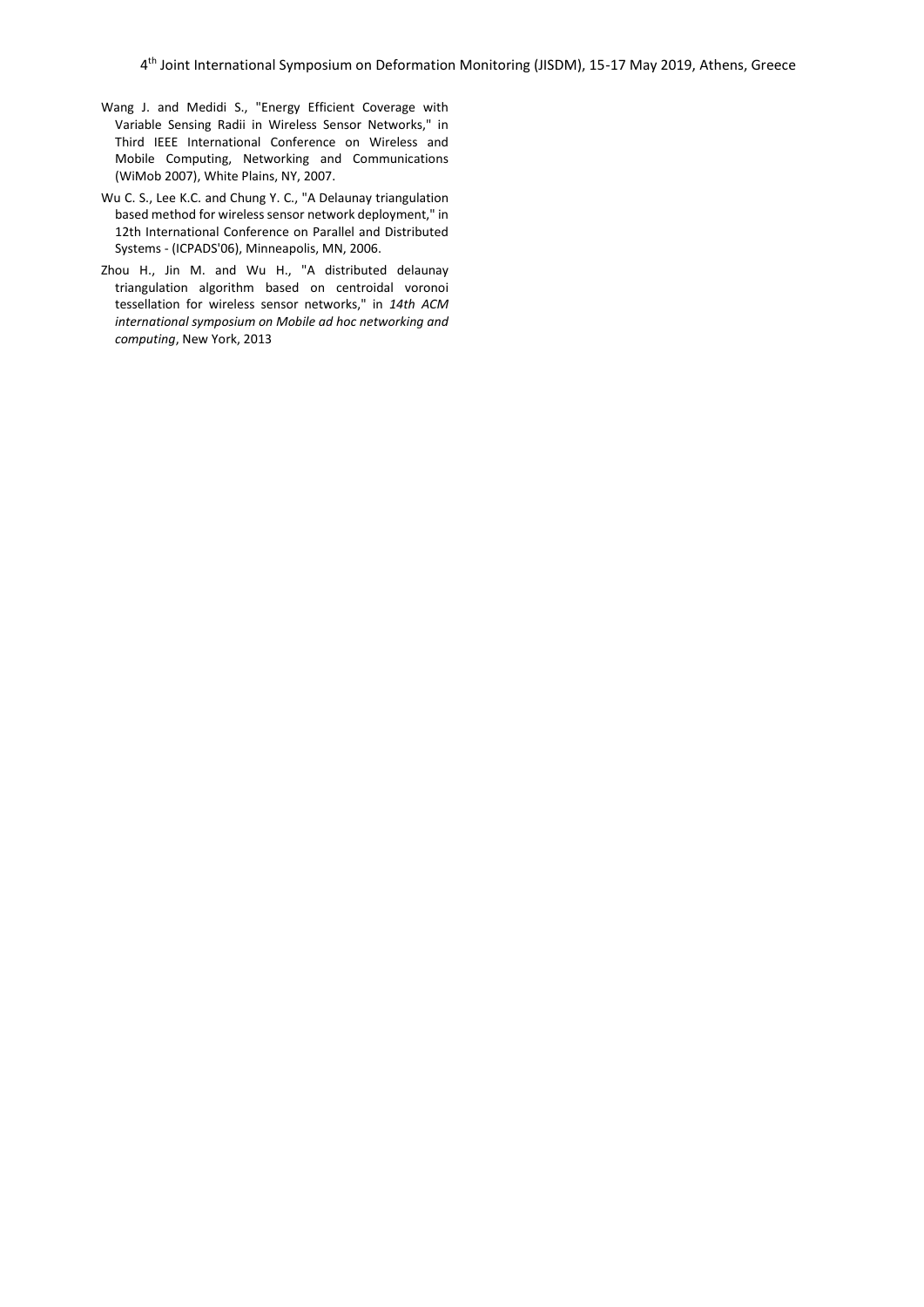Wang J. and Medidi S., "Energy Efficient Coverage with Variable Sensing Radii in Wireless Sensor Networks," in Third IEEE International Conference on Wireless and Mobile Computing, Networking and Communications (WiMob 2007), White Plains, NY, 2007.

Wu C. S., Lee K.C. and Chung Y. C., "A Delaunay triangulation based method for wireless sensor network deployment," in 12th International Conference on Parallel and Distributed Systems - (ICPADS'06), Minneapolis, MN, 2006.

Zhou H., Jin M. and Wu H., "A distributed delaunay triangulation algorithm based on centroidal voronoi tessellation for wireless sensor networks," in *14th ACM international symposium on Mobile ad hoc networking and computing*, New York, 2013